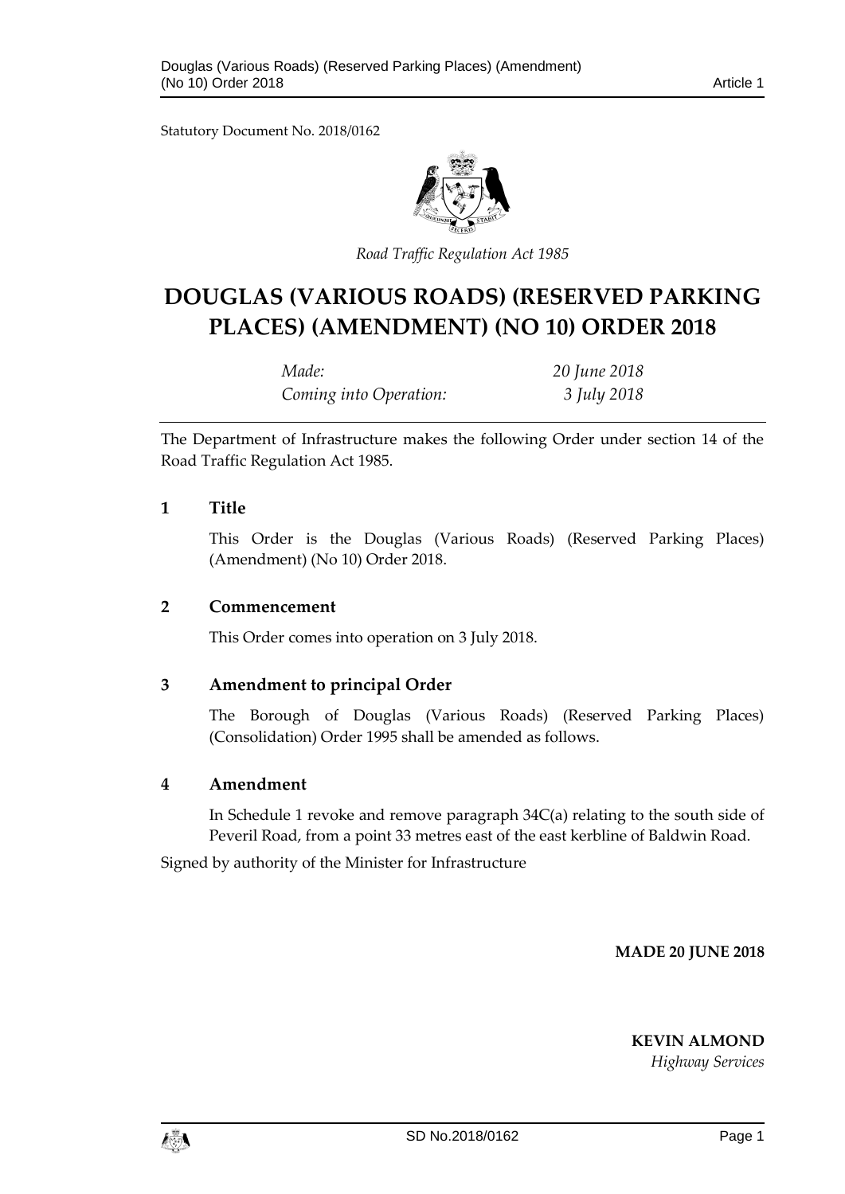Statutory Document No. 2018/0162

*Road Traffic Regulation Act 1985*

# DOUGLAS (VARIOUS ROADS) (RESERVED PARKING PLACES) (AMENDMENT) (NO 10) ORDER 2018

| | |
|---|---|
| *Made:* | *20 June 2018* |
| *Coming into Operation:* | *3 July 2018* |

The Department of Infrastructure makes the following Order under section 14 of the Road Traffic Regulation Act 1985.

## 1 Title

This Order is the Douglas (Various Roads) (Reserved Parking Places) (Amendment) (No 10) Order 2018.

## 2 Commencement

This Order comes into operation on 3 July 2018.

## 3 Amendment to principal Order

The Borough of Douglas (Various Roads) (Reserved Parking Places) (Consolidation) Order 1995 shall be amended as follows.

## 4 Amendment

In Schedule 1 revoke and remove paragraph 34C(a) relating to the south side of Peveril Road, from a point 33 metres east of the east kerbline of Baldwin Road.

Signed by authority of the Minister for Infrastructure

**MADE 20 JUNE 2018**

**KEVIN ALMOND**
*Highway Services*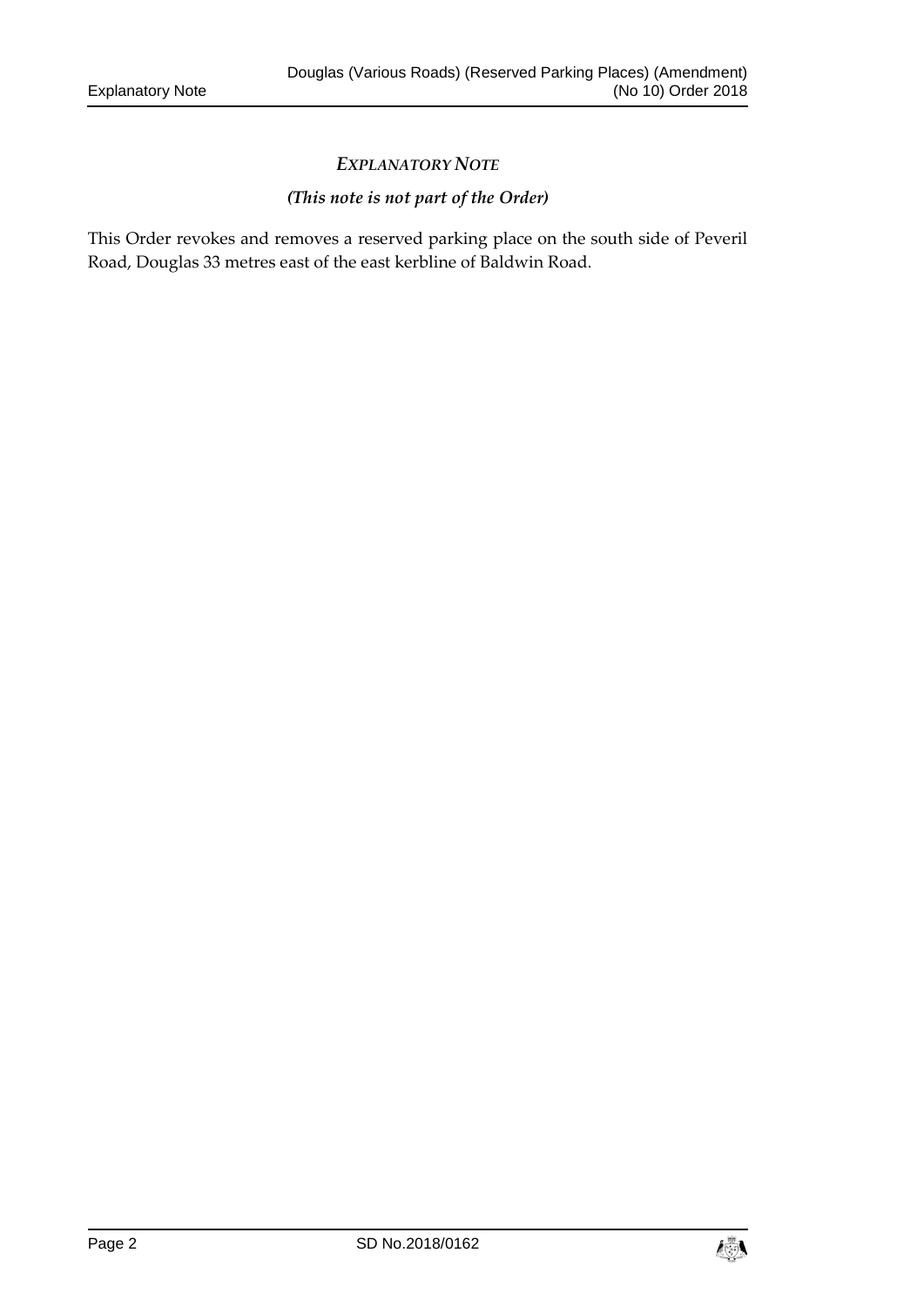## *EXPLANATORY NOTE*

***(This note is not part of the Order)***

This Order revokes and removes a reserved parking place on the south side of Peveril Road, Douglas 33 metres east of the east kerbline of Baldwin Road.